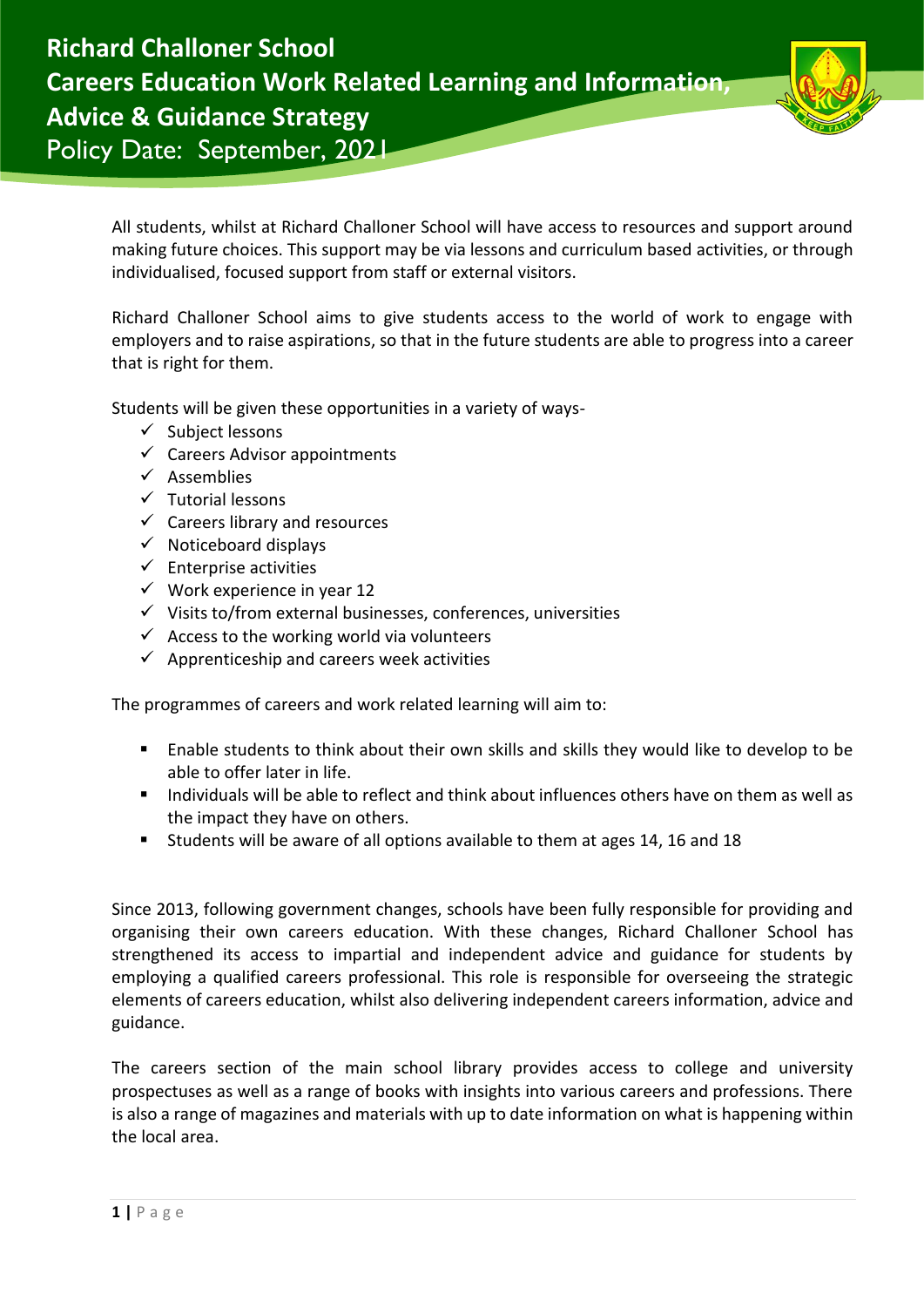# Richard Challoner School

## Careers Education Work Related Learning and Information, Advice & Guidance Strategy

Policy Date: September, 2021

All students, whilst at Richard Challoner School will have access to resources and support around making future choices. This support may be via lessons and curriculum based activities, or through individualised, focused support from staff or external visitors.

Richard Challoner School aims to give students access to the world of work to engage with employers and to raise aspirations, so that in the future students are able to progress into a career that is right for them.

Students will be given these opportunities in a variety of ways-

- ✓ Subject lessons
- ✓ Careers Advisor appointments
- ✓ Assemblies
- ✓ Tutorial lessons
- ✓ Careers library and resources
- ✓ Noticeboard displays
- ✓ Enterprise activities
- ✓ Work experience in year 12
- ✓ Visits to/from external businesses, conferences, universities
- ✓ Access to the working world via volunteers
- ✓ Apprenticeship and careers week activities

The programmes of careers and work related learning will aim to:

- Enable students to think about their own skills and skills they would like to develop to be able to offer later in life.
- Individuals will be able to reflect and think about influences others have on them as well as the impact they have on others.
- Students will be aware of all options available to them at ages 14, 16 and 18

Since 2013, following government changes, schools have been fully responsible for providing and organising their own careers education. With these changes, Richard Challoner School has strengthened its access to impartial and independent advice and guidance for students by employing a qualified careers professional. This role is responsible for overseeing the strategic elements of careers education, whilst also delivering independent careers information, advice and guidance.

The careers section of the main school library provides access to college and university prospectuses as well as a range of books with insights into various careers and professions. There is also a range of magazines and materials with up to date information on what is happening within the local area.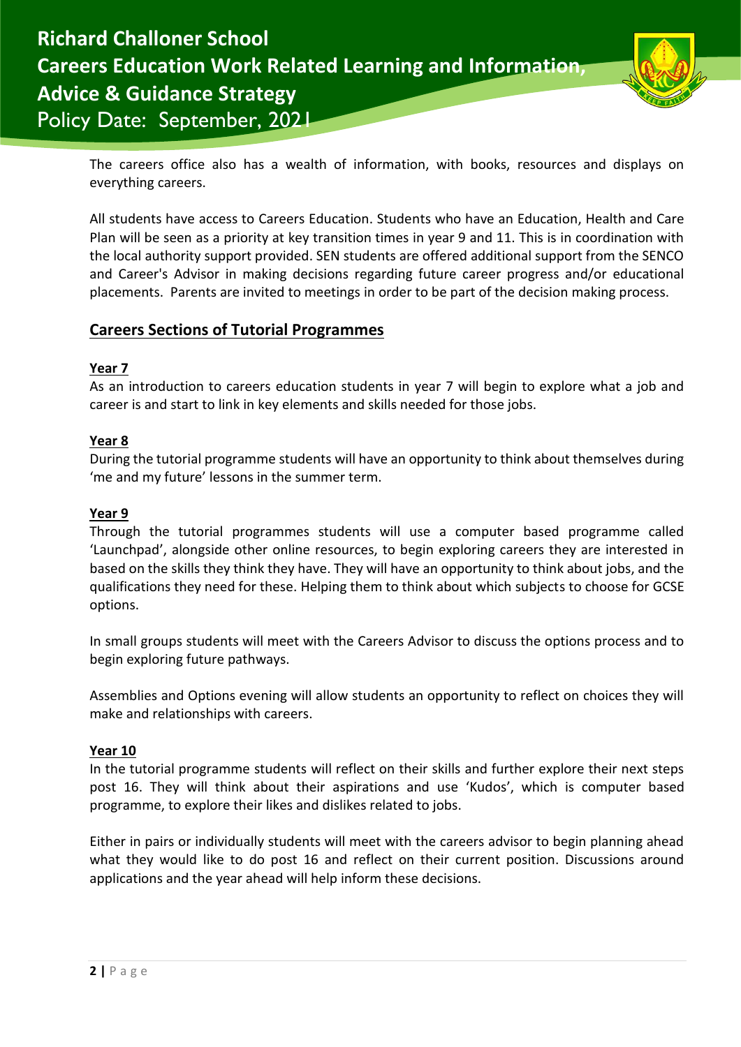The careers office also has a wealth of information, with books, resources and displays on everything careers.

All students have access to Careers Education. Students who have an Education, Health and Care Plan will be seen as a priority at key transition times in year 9 and 11. This is in coordination with the local authority support provided. SEN students are offered additional support from the SENCO and Career's Advisor in making decisions regarding future career progress and/or educational placements. Parents are invited to meetings in order to be part of the decision making process.

## Careers Sections of Tutorial Programmes

### Year 7

As an introduction to careers education students in year 7 will begin to explore what a job and career is and start to link in key elements and skills needed for those jobs.

### Year 8

During the tutorial programme students will have an opportunity to think about themselves during 'me and my future' lessons in the summer term.

### Year 9

Through the tutorial programmes students will use a computer based programme called 'Launchpad', alongside other online resources, to begin exploring careers they are interested in based on the skills they think they have. They will have an opportunity to think about jobs, and the qualifications they need for these. Helping them to think about which subjects to choose for GCSE options.

In small groups students will meet with the Careers Advisor to discuss the options process and to begin exploring future pathways.

Assemblies and Options evening will allow students an opportunity to reflect on choices they will make and relationships with careers.

### Year 10

In the tutorial programme students will reflect on their skills and further explore their next steps post 16. They will think about their aspirations and use 'Kudos', which is computer based programme, to explore their likes and dislikes related to jobs.

Either in pairs or individually students will meet with the careers advisor to begin planning ahead what they would like to do post 16 and reflect on their current position. Discussions around applications and the year ahead will help inform these decisions.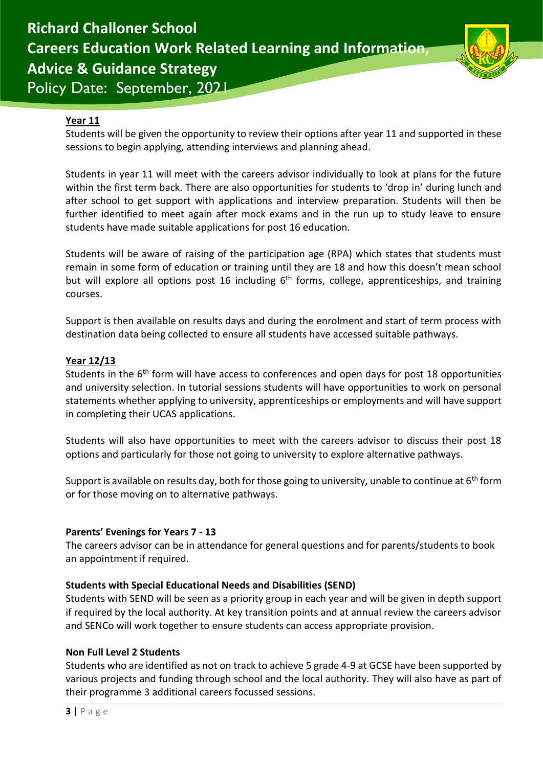## Year 11

Students will be given the opportunity to review their options after year 11 and supported in these sessions to begin applying, attending interviews and planning ahead.

Students in year 11 will meet with the careers advisor individually to look at plans for the future within the first term back. There are also opportunities for students to 'drop in' during lunch and after school to get support with applications and interview preparation. Students will then be further identified to meet again after mock exams and in the run up to study leave to ensure students have made suitable applications for post 16 education.

Students will be aware of raising of the participation age (RPA) which states that students must remain in some form of education or training until they are 18 and how this doesn't mean school but will explore all options post 16 including 6th forms, college, apprenticeships, and training courses.

Support is then available on results days and during the enrolment and start of term process with destination data being collected to ensure all students have accessed suitable pathways.

## Year 12/13

Students in the 6th form will have access to conferences and open days for post 18 opportunities and university selection. In tutorial sessions students will have opportunities to work on personal statements whether applying to university, apprenticeships or employments and will have support in completing their UCAS applications.

Students will also have opportunities to meet with the careers advisor to discuss their post 18 options and particularly for those not going to university to explore alternative pathways.

Support is available on results day, both for those going to university, unable to continue at 6th form or for those moving on to alternative pathways.

### Parents' Evenings for Years 7 - 13

The careers advisor can be in attendance for general questions and for parents/students to book an appointment if required.

### Students with Special Educational Needs and Disabilities (SEND)

Students with SEND will be seen as a priority group in each year and will be given in depth support if required by the local authority. At key transition points and at annual review the careers advisor and SENCo will work together to ensure students can access appropriate provision.

### Non Full Level 2 Students

Students who are identified as not on track to achieve 5 grade 4-9 at GCSE have been supported by various projects and funding through school and the local authority. They will also have as part of their programme 3 additional careers focussed sessions.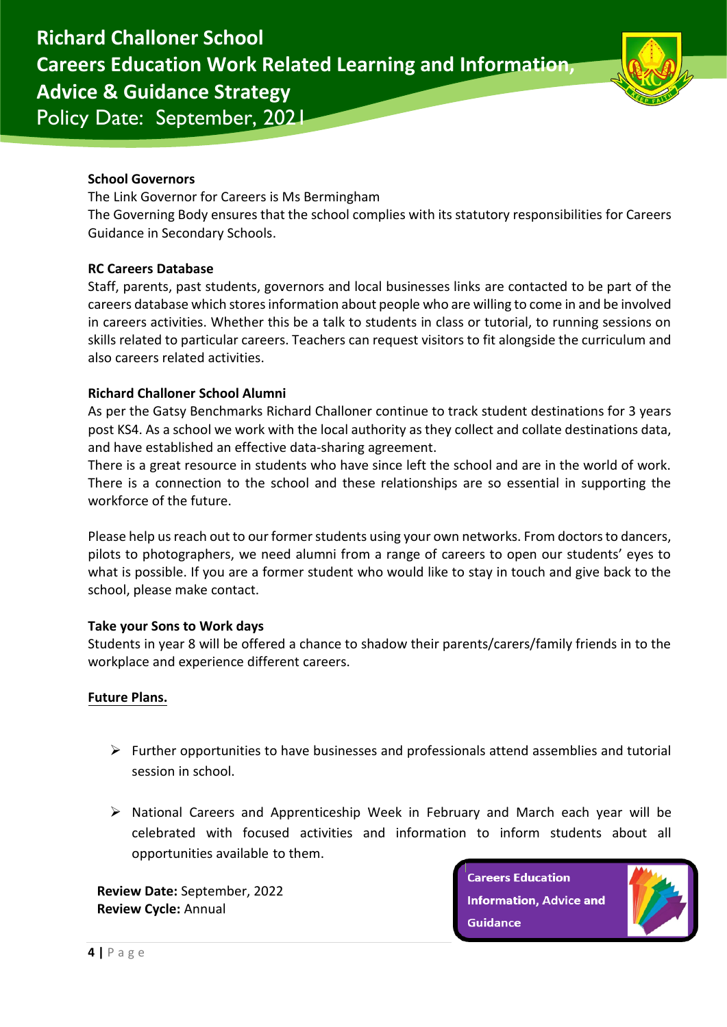**School Governors**

The Link Governor for Careers is Ms Bermingham

The Governing Body ensures that the school complies with its statutory responsibilities for Careers Guidance in Secondary Schools.

**RC Careers Database**

Staff, parents, past students, governors and local businesses links are contacted to be part of the careers database which stores information about people who are willing to come in and be involved in careers activities. Whether this be a talk to students in class or tutorial, to running sessions on skills related to particular careers. Teachers can request visitors to fit alongside the curriculum and also careers related activities.

**Richard Challoner School Alumni**

As per the Gatsy Benchmarks Richard Challoner continue to track student destinations for 3 years post KS4. As a school we work with the local authority as they collect and collate destinations data, and have established an effective data-sharing agreement.

There is a great resource in students who have since left the school and are in the world of work. There is a connection to the school and these relationships are so essential in supporting the workforce of the future.

Please help us reach out to our former students using your own networks. From doctors to dancers, pilots to photographers, we need alumni from a range of careers to open our students' eyes to what is possible. If you are a former student who would like to stay in touch and give back to the school, please make contact.

**Take your Sons to Work days**

Students in year 8 will be offered a chance to shadow their parents/carers/family friends in to the workplace and experience different careers.

**Future Plans.**

- Further opportunities to have businesses and professionals attend assemblies and tutorial session in school.
- National Careers and Apprenticeship Week in February and March each year will be celebrated with focused activities and information to inform students about all opportunities available to them.

**Review Date:** September, 2022
**Review Cycle:** Annual

Careers Education Information, Advice and Guidance